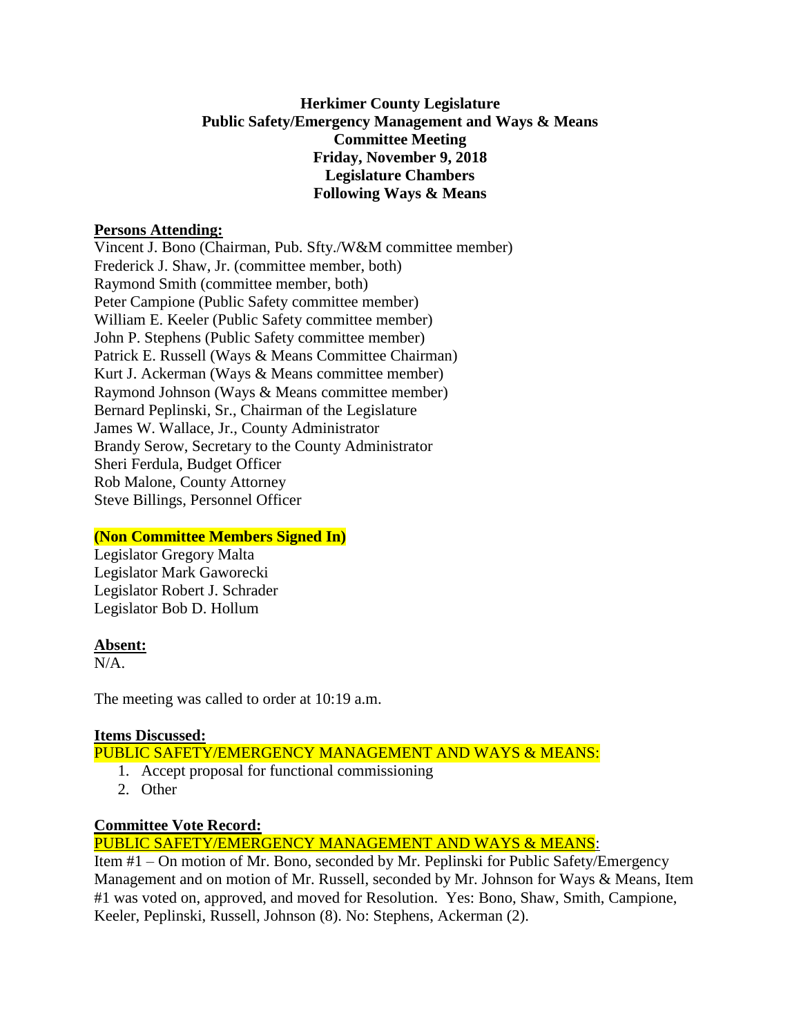**Herkimer County Legislature**
**Public Safety/Emergency Management and Ways & Means**
**Committee Meeting**
**Friday, November 9, 2018**
**Legislature Chambers**
**Following Ways & Means**

**Persons Attending:**

Vincent J. Bono (Chairman, Pub. Sfty./W&M committee member)
Frederick J. Shaw, Jr. (committee member, both)
Raymond Smith (committee member, both)
Peter Campione (Public Safety committee member)
William E. Keeler (Public Safety committee member)
John P. Stephens (Public Safety committee member)
Patrick E. Russell (Ways & Means Committee Chairman)
Kurt J. Ackerman (Ways & Means committee member)
Raymond Johnson (Ways & Means committee member)
Bernard Peplinski, Sr., Chairman of the Legislature
James W. Wallace, Jr., County Administrator
Brandy Serow, Secretary to the County Administrator
Sheri Ferdula, Budget Officer
Rob Malone, County Attorney
Steve Billings, Personnel Officer

**(Non Committee Members Signed In)**

Legislator Gregory Malta
Legislator Mark Gaworecki
Legislator Robert J. Schrader
Legislator Bob D. Hollum

**Absent:**

N/A.

The meeting was called to order at 10:19 a.m.

**Items Discussed:**

PUBLIC SAFETY/EMERGENCY MANAGEMENT AND WAYS & MEANS:

1. Accept proposal for functional commissioning
2. Other

**Committee Vote Record:**

PUBLIC SAFETY/EMERGENCY MANAGEMENT AND WAYS & MEANS:

Item #1 – On motion of Mr. Bono, seconded by Mr. Peplinski for Public Safety/Emergency Management and on motion of Mr. Russell, seconded by Mr. Johnson for Ways & Means, Item #1 was voted on, approved, and moved for Resolution. Yes: Bono, Shaw, Smith, Campione, Keeler, Peplinski, Russell, Johnson (8). No: Stephens, Ackerman (2).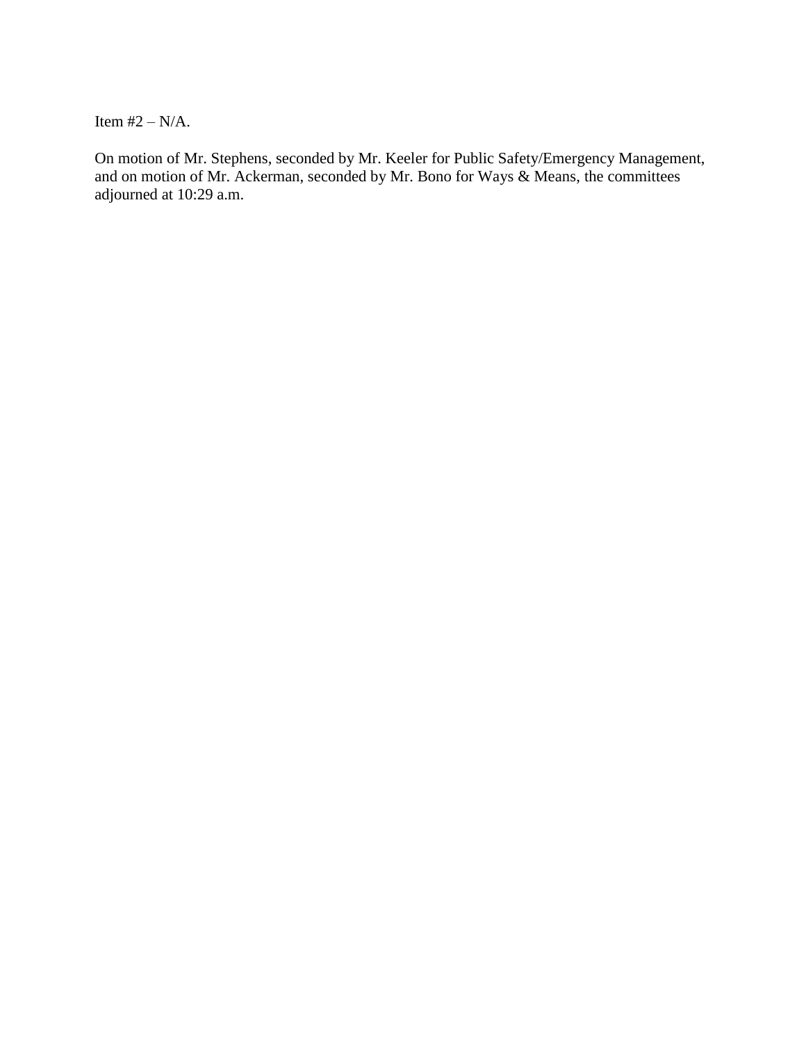Item #2 – N/A.

On motion of Mr. Stephens, seconded by Mr. Keeler for Public Safety/Emergency Management, and on motion of Mr. Ackerman, seconded by Mr. Bono for Ways & Means, the committees adjourned at 10:29 a.m.